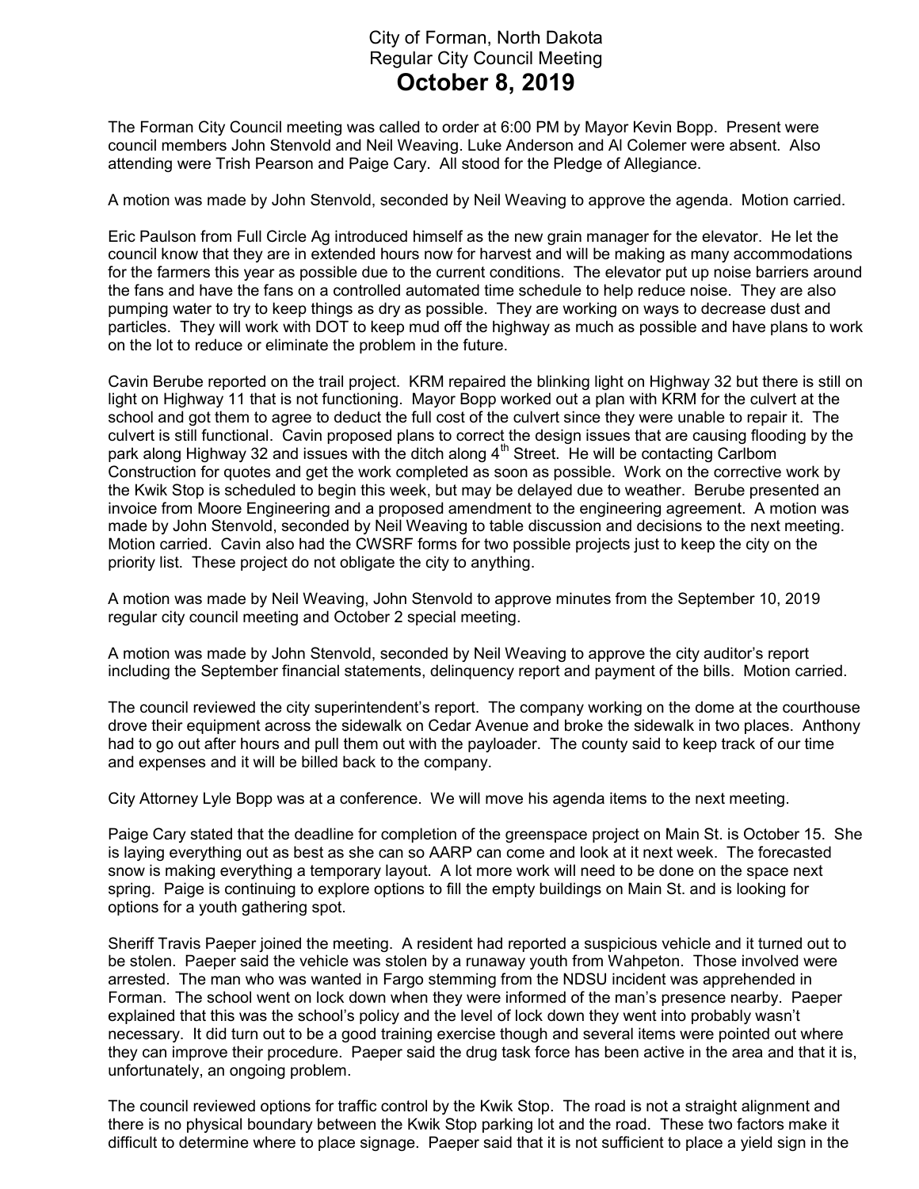# City of Forman, North Dakota
## Regular City Council Meeting
## October 8, 2019

The Forman City Council meeting was called to order at 6:00 PM by Mayor Kevin Bopp. Present were council members John Stenvold and Neil Weaving. Luke Anderson and Al Colemer were absent. Also attending were Trish Pearson and Paige Cary. All stood for the Pledge of Allegiance.

A motion was made by John Stenvold, seconded by Neil Weaving to approve the agenda. Motion carried.

Eric Paulson from Full Circle Ag introduced himself as the new grain manager for the elevator. He let the council know that they are in extended hours now for harvest and will be making as many accommodations for the farmers this year as possible due to the current conditions. The elevator put up noise barriers around the fans and have the fans on a controlled automated time schedule to help reduce noise. They are also pumping water to try to keep things as dry as possible. They are working on ways to decrease dust and particles. They will work with DOT to keep mud off the highway as much as possible and have plans to work on the lot to reduce or eliminate the problem in the future.

Cavin Berube reported on the trail project. KRM repaired the blinking light on Highway 32 but there is still on light on Highway 11 that is not functioning. Mayor Bopp worked out a plan with KRM for the culvert at the school and got them to agree to deduct the full cost of the culvert since they were unable to repair it. The culvert is still functional. Cavin proposed plans to correct the design issues that are causing flooding by the park along Highway 32 and issues with the ditch along 4th Street. He will be contacting Carlbom Construction for quotes and get the work completed as soon as possible. Work on the corrective work by the Kwik Stop is scheduled to begin this week, but may be delayed due to weather. Berube presented an invoice from Moore Engineering and a proposed amendment to the engineering agreement. A motion was made by John Stenvold, seconded by Neil Weaving to table discussion and decisions to the next meeting. Motion carried. Cavin also had the CWSRF forms for two possible projects just to keep the city on the priority list. These project do not obligate the city to anything.

A motion was made by Neil Weaving, John Stenvold to approve minutes from the September 10, 2019 regular city council meeting and October 2 special meeting.

A motion was made by John Stenvold, seconded by Neil Weaving to approve the city auditor's report including the September financial statements, delinquency report and payment of the bills. Motion carried.

The council reviewed the city superintendent's report. The company working on the dome at the courthouse drove their equipment across the sidewalk on Cedar Avenue and broke the sidewalk in two places. Anthony had to go out after hours and pull them out with the payloader. The county said to keep track of our time and expenses and it will be billed back to the company.

City Attorney Lyle Bopp was at a conference. We will move his agenda items to the next meeting.

Paige Cary stated that the deadline for completion of the greenspace project on Main St. is October 15. She is laying everything out as best as she can so AARP can come and look at it next week. The forecasted snow is making everything a temporary layout. A lot more work will need to be done on the space next spring. Paige is continuing to explore options to fill the empty buildings on Main St. and is looking for options for a youth gathering spot.

Sheriff Travis Paeper joined the meeting. A resident had reported a suspicious vehicle and it turned out to be stolen. Paeper said the vehicle was stolen by a runaway youth from Wahpeton. Those involved were arrested. The man who was wanted in Fargo stemming from the NDSU incident was apprehended in Forman. The school went on lock down when they were informed of the man's presence nearby. Paeper explained that this was the school's policy and the level of lock down they went into probably wasn't necessary. It did turn out to be a good training exercise though and several items were pointed out where they can improve their procedure. Paeper said the drug task force has been active in the area and that it is, unfortunately, an ongoing problem.

The council reviewed options for traffic control by the Kwik Stop. The road is not a straight alignment and there is no physical boundary between the Kwik Stop parking lot and the road. These two factors make it difficult to determine where to place signage. Paeper said that it is not sufficient to place a yield sign in the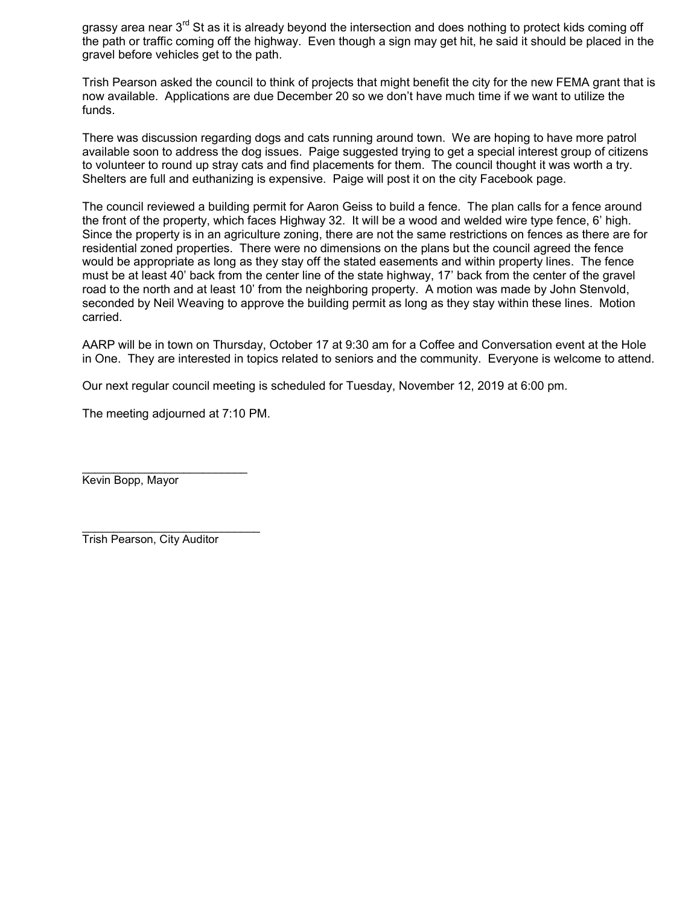grassy area near 3rd St as it is already beyond the intersection and does nothing to protect kids coming off the path or traffic coming off the highway. Even though a sign may get hit, he said it should be placed in the gravel before vehicles get to the path.

Trish Pearson asked the council to think of projects that might benefit the city for the new FEMA grant that is now available. Applications are due December 20 so we don't have much time if we want to utilize the funds.

There was discussion regarding dogs and cats running around town. We are hoping to have more patrol available soon to address the dog issues. Paige suggested trying to get a special interest group of citizens to volunteer to round up stray cats and find placements for them. The council thought it was worth a try. Shelters are full and euthanizing is expensive. Paige will post it on the city Facebook page.

The council reviewed a building permit for Aaron Geiss to build a fence. The plan calls for a fence around the front of the property, which faces Highway 32. It will be a wood and welded wire type fence, 6' high. Since the property is in an agriculture zoning, there are not the same restrictions on fences as there are for residential zoned properties. There were no dimensions on the plans but the council agreed the fence would be appropriate as long as they stay off the stated easements and within property lines. The fence must be at least 40' back from the center line of the state highway, 17' back from the center of the gravel road to the north and at least 10' from the neighboring property. A motion was made by John Stenvold, seconded by Neil Weaving to approve the building permit as long as they stay within these lines. Motion carried.

AARP will be in town on Thursday, October 17 at 9:30 am for a Coffee and Conversation event at the Hole in One. They are interested in topics related to seniors and the community. Everyone is welcome to attend.

Our next regular council meeting is scheduled for Tuesday, November 12, 2019 at 6:00 pm.

The meeting adjourned at 7:10 PM.

\_\_\_\_\_\_\_\_\_\_\_\_\_\_\_\_\_\_\_\_\_\_\_\_\_\_

Kevin Bopp, Mayor

\_\_\_\_\_\_\_\_\_\_\_\_\_\_\_\_\_\_\_\_\_\_\_\_\_\_\_\_\_

Trish Pearson, City Auditor